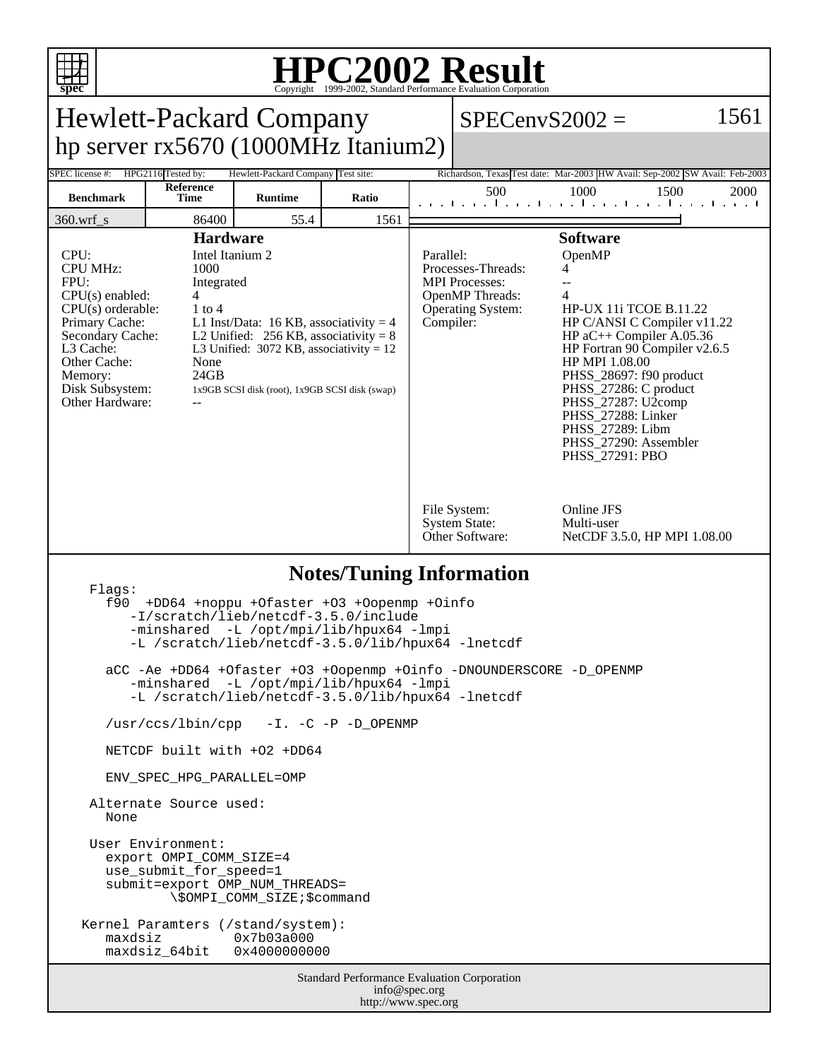# HPC2002 Result

Copyright 1999-2002, Standard Performance Evaluation Corporation

## Hewlett-Packard Company
## hp server rx5670 (1000MHz Itanium2)

SPECenvS2002 = 1561

SPEC license #: HPG2116 Tested by: Hewlett-Packard Company Test site: Richardson, Texas Test date: Mar-2003 HW Avail: Sep-2002 SW Avail: Feb-2003

| Benchmark | Reference Time | Runtime | Ratio |
|---|---|---|---|
| 360.wrf_s | 86400 | 55.4 | 1561 |

### Hardware

| | |
|---|---|
| CPU: | Intel Itanium 2 |
| CPU MHz: | 1000 |
| FPU: | Integrated |
| CPU(s) enabled: | 4 |
| CPU(s) orderable: | 1 to 4 |
| Primary Cache: | L1 Inst/Data: 16 KB, associativity = 4 |
| Secondary Cache: | L2 Unified: 256 KB, associativity = 8 |
| L3 Cache: | L3 Unified: 3072 KB, associativity = 12 |
| Other Cache: | None |
| Memory: | 24GB |
| Disk Subsystem: | 1x9GB SCSI disk (root), 1x9GB SCSI disk (swap) |
| Other Hardware: | -- |

### Software

| | |
|---|---|
| Parallel: | OpenMP |
| Processes-Threads: | 4 |
| MPI Processes: | -- |
| OpenMP Threads: | 4 |
| Operating System: | HP-UX 11i TCOE B.11.22 |
| Compiler: | HP C/ANSI C Compiler v11.22<br>HP aC++ Compiler A.05.36<br>HP Fortran 90 Compiler v2.6.5<br>HP MPI 1.08.00<br>PHSS_28697: f90 product<br>PHSS_27286: C product<br>PHSS_27287: U2comp<br>PHSS_27288: Linker<br>PHSS_27289: Libm<br>PHSS_27290: Assembler<br>PHSS_27291: PBO |
| File System: | Online JFS |
| System State: | Multi-user |
| Other Software: | NetCDF 3.5.0, HP MPI 1.08.00 |

### Notes/Tuning Information

```
 Flags:
   f90  +DD64 +noppu +Ofaster +O3 +Oopenmp +Oinfo
      -I/scratch/lieb/netcdf-3.5.0/include
      -minshared  -L /opt/mpi/lib/hpux64 -lmpi
      -L /scratch/lieb/netcdf-3.5.0/lib/hpux64 -lnetcdf

   aCC -Ae +DD64 +Ofaster +O3 +Oopenmp +Oinfo -DNOUNDERSCORE -D_OPENMP
      -minshared  -L /opt/mpi/lib/hpux64 -lmpi
      -L /scratch/lieb/netcdf-3.5.0/lib/hpux64 -lnetcdf

   /usr/ccs/lbin/cpp   -I. -C -P -D_OPENMP

   NETCDF built with +O2 +DD64

   ENV_SPEC_HPG_PARALLEL=OMP

 Alternate Source used:
   None

 User Environment:
   export OMPI_COMM_SIZE=4
   use_submit_for_speed=1
   submit=export OMP_NUM_THREADS=
          \$OMPI_COMM_SIZE;$command

Kernel Paramters (/stand/system):
   maxdsiz         0x7b03a000
   maxdsiz_64bit   0x4000000000
```

Standard Performance Evaluation Corporation
info@spec.org
http://www.spec.org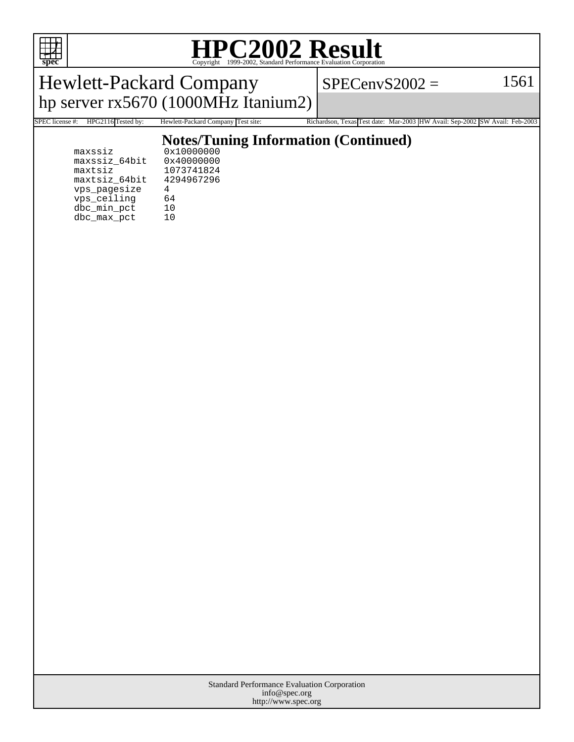# HPC2002 Result

Copyright 1999-2002, Standard Performance Evaluation Corporation

## Hewlett-Packard Company
## hp server rx5670 (1000MHz Itanium2)

SPECenvS2002 = 1561

| SPEC license #: | HPG2116 | Tested by: | Hewlett-Packard Company | Test site: | Richardson, Texas | Test date: | Mar-2003 | HW Avail: | Sep-2002 | SW Avail: | Feb-2003 |
|---|---|---|---|---|---|---|---|---|---|---|---|

### Notes/Tuning Information (Continued)

```
maxssiz         0x10000000
maxssiz_64bit   0x40000000
maxtsiz         1073741824
maxtsiz_64bit   4294967296
vps_pagesize    4
vps_ceiling     64
dbc_min_pct     10
dbc_max_pct     10
```

Standard Performance Evaluation Corporation
info@spec.org
http://www.spec.org